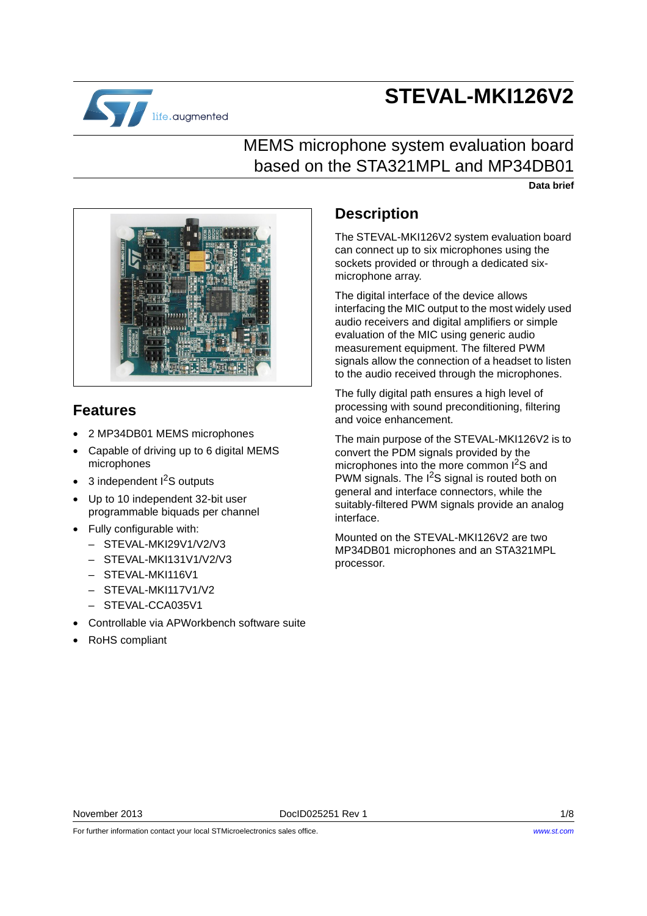# STEVAL-MKI126V2

## MEMS microphone system evaluation board based on the STA321MPL and MP34DB01

**Data brief**

## Features

- 2 MP34DB01 MEMS microphones
- Capable of driving up to 6 digital MEMS microphones
- 3 independent I$^2$S outputs
- Up to 10 independent 32-bit user programmable biquads per channel
- Fully configurable with:
  - STEVAL-MKI29V1/V2/V3
  - STEVAL-MKI131V1/V2/V3
  - STEVAL-MKI116V1
  - STEVAL-MKI117V1/V2
  - STEVAL-CCA035V1
- Controllable via APWorkbench software suite
- RoHS compliant

## Description

The STEVAL-MKI126V2 system evaluation board can connect up to six microphones using the sockets provided or through a dedicated six-microphone array.

The digital interface of the device allows interfacing the MIC output to the most widely used audio receivers and digital amplifiers or simple evaluation of the MIC using generic audio measurement equipment. The filtered PWM signals allow the connection of a headset to listen to the audio received through the microphones.

The fully digital path ensures a high level of processing with sound preconditioning, filtering and voice enhancement.

The main purpose of the STEVAL-MKI126V2 is to convert the PDM signals provided by the microphones into the more common I$^2$S and PWM signals. The I$^2$S signal is routed both on general and interface connectors, while the suitably-filtered PWM signals provide an analog interface.

Mounted on the STEVAL-MKI126V2 are two MP34DB01 microphones and an STA321MPL processor.

November 2013 DocID025251 Rev 1

For further information contact your local STMicroelectronics sales office. www.st.com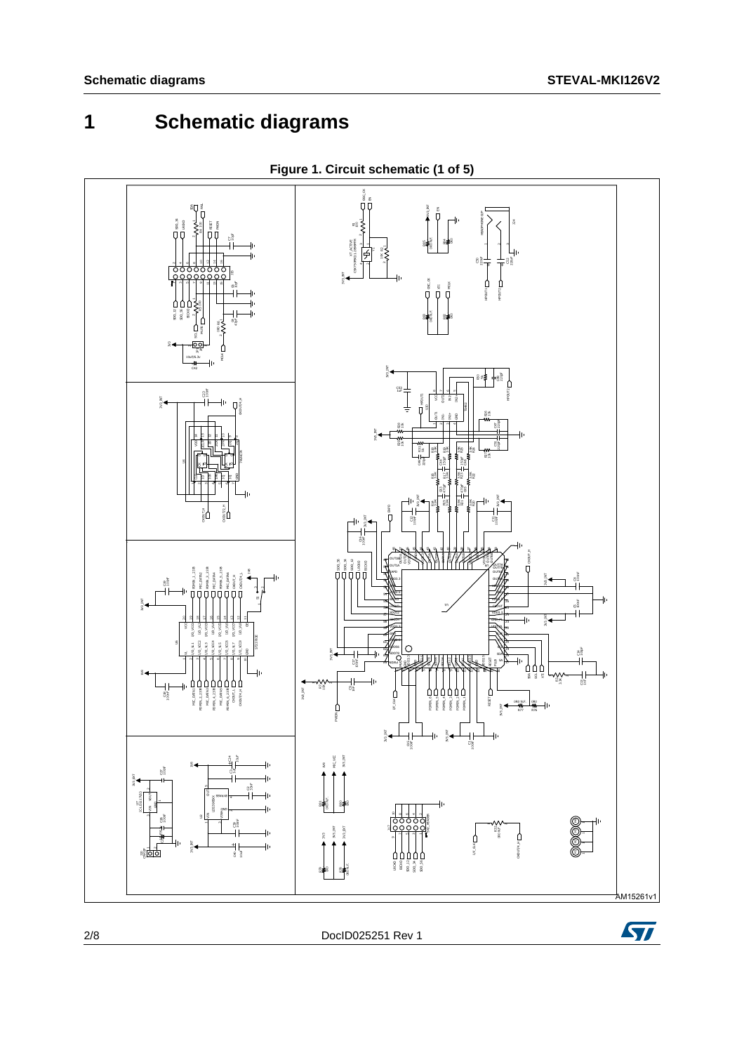# 1 Schematic diagrams

**Figure 1. Circuit schematic (1 of 5)**

AM15261v1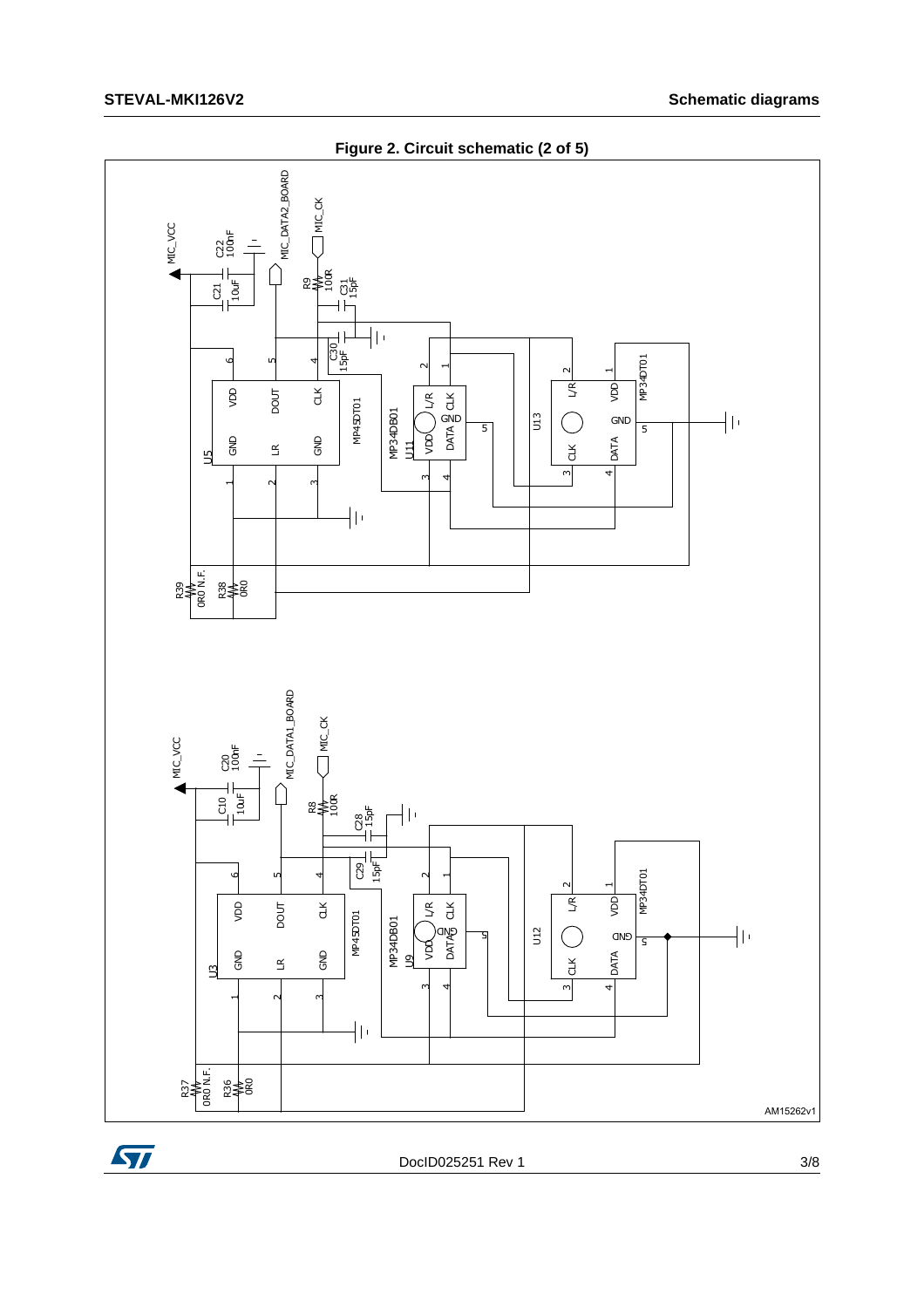**Figure 2. Circuit schematic (2 of 5)**

MIC_VCC

C22 100nF

C21 10uF

MIC_DATA2_BOARD

MIC_CK

R9 100R

C31 15pF

C30 15pF

U5

VDD DOUT CLK GND LR GND

MP45DT01

MP34DB01

U11

L/R CLK GND VDD DATA

U13

L/R VDD GND CLK DATA

MP34DT01

R39 0R0 N.F.

R38 0R0

MIC_VCC

C20 100nF

C10 10uF

MIC_DATA1_BOARD

MIC_CK

R8 100R

C28 15pF

C29 15pF

U3

VDD DOUT CLK GND LR GND

MP45DT01

MP34DB01

U9

L/R CLK GND VDD DATA

U12

L/R VDD GND CLK DATA

MP34DT01

R37 0R0 N.F.

R36 0R0

AM15262v1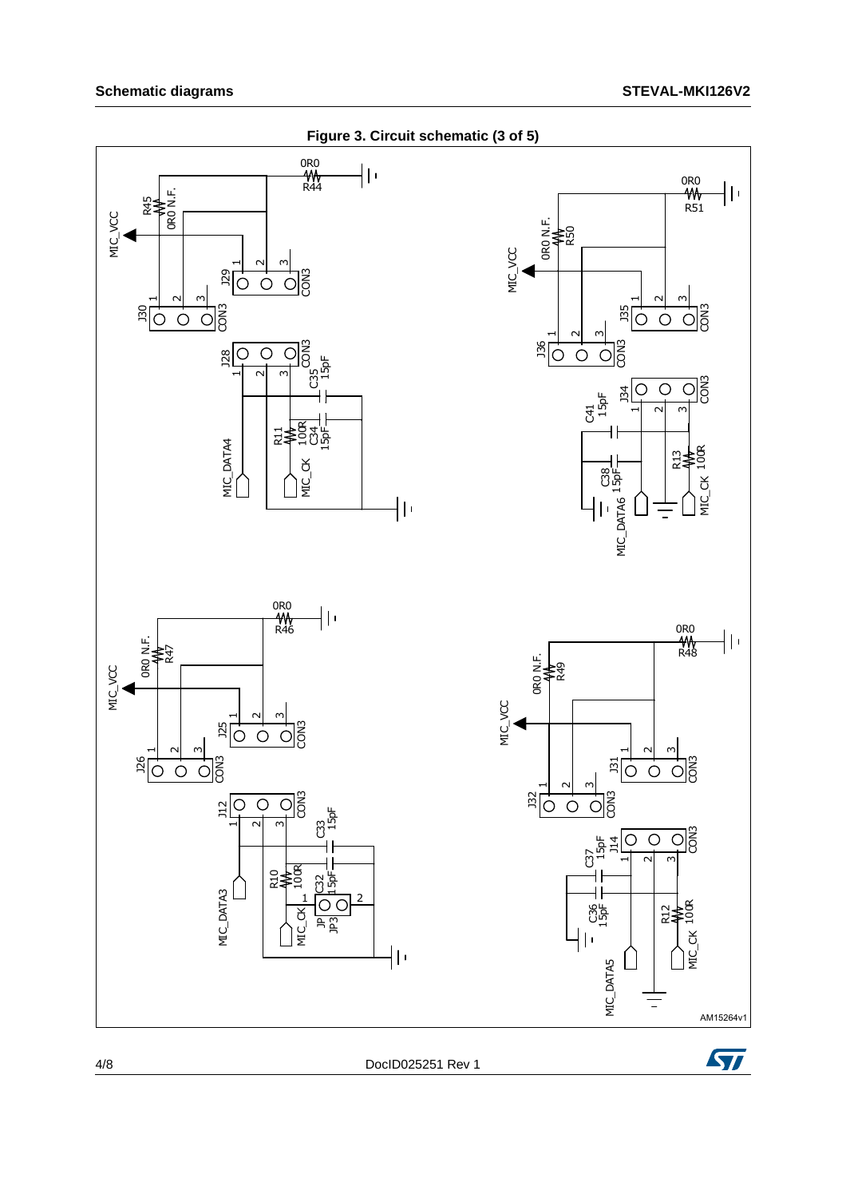**Figure 3. Circuit schematic (3 of 5)**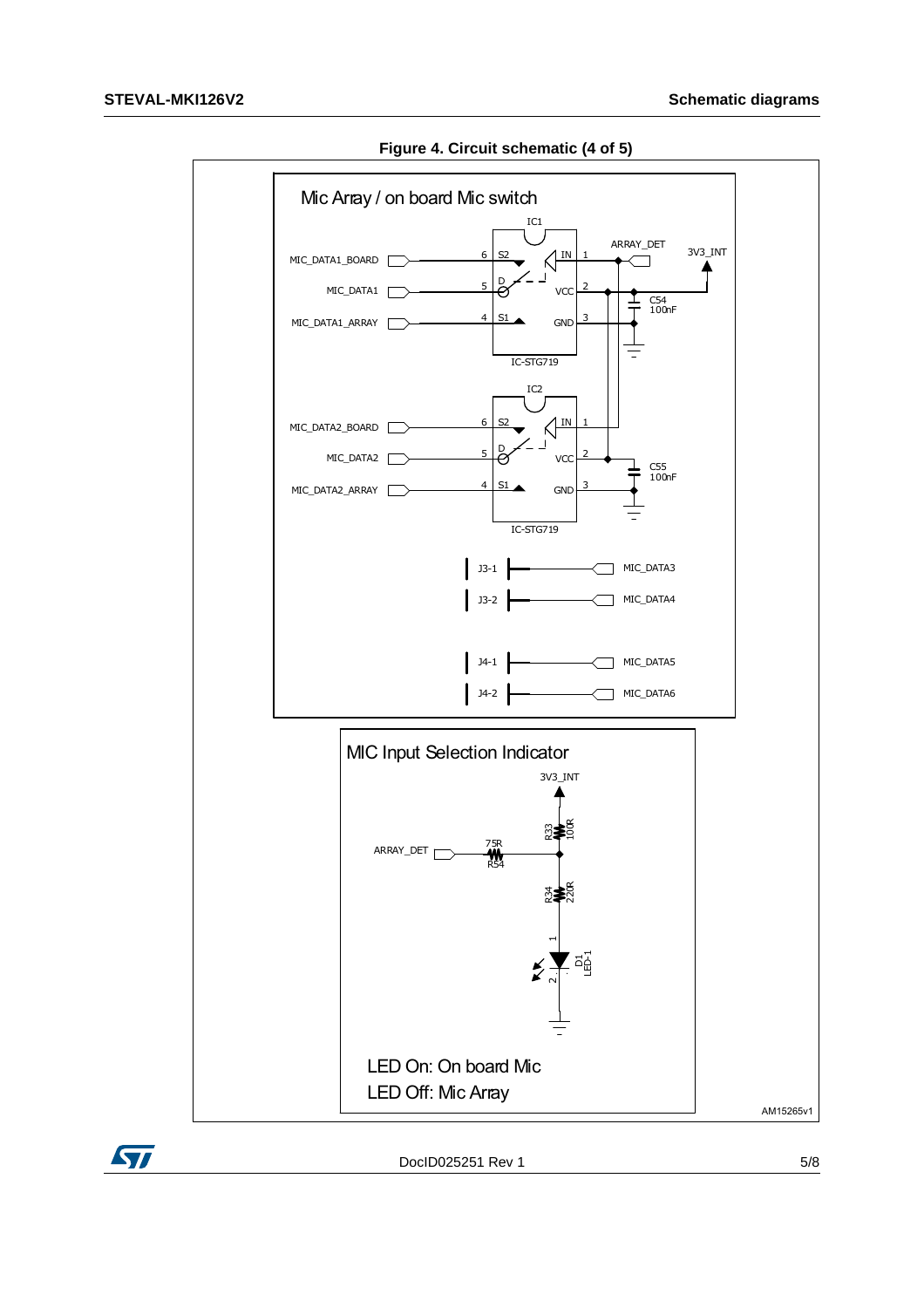**Figure 4. Circuit schematic (4 of 5)**

Mic Array / on board Mic switch

IC1

ARRAY_DET

3V3_INT

MIC_DATA1_BOARD

MIC_DATA1

MIC_DATA1_ARRAY

6 S2 IN 1

5 D VCC 2

4 S1 GND 3

C54 100nF

IC-STG719

IC2

MIC_DATA2_BOARD

MIC_DATA2

MIC_DATA2_ARRAY

6 S2 IN 1

5 D VCC 2

4 S1 GND 3

C55 100nF

IC-STG719

J3-1 MIC_DATA3

J3-2 MIC_DATA4

J4-1 MIC_DATA5

J4-2 MIC_DATA6

MIC Input Selection Indicator

3V3_INT

R33 100R

ARRAY_DET

75R R54

R34 220R

D1 LED-1

LED On: On board Mic

LED Off: Mic Array

AM15265v1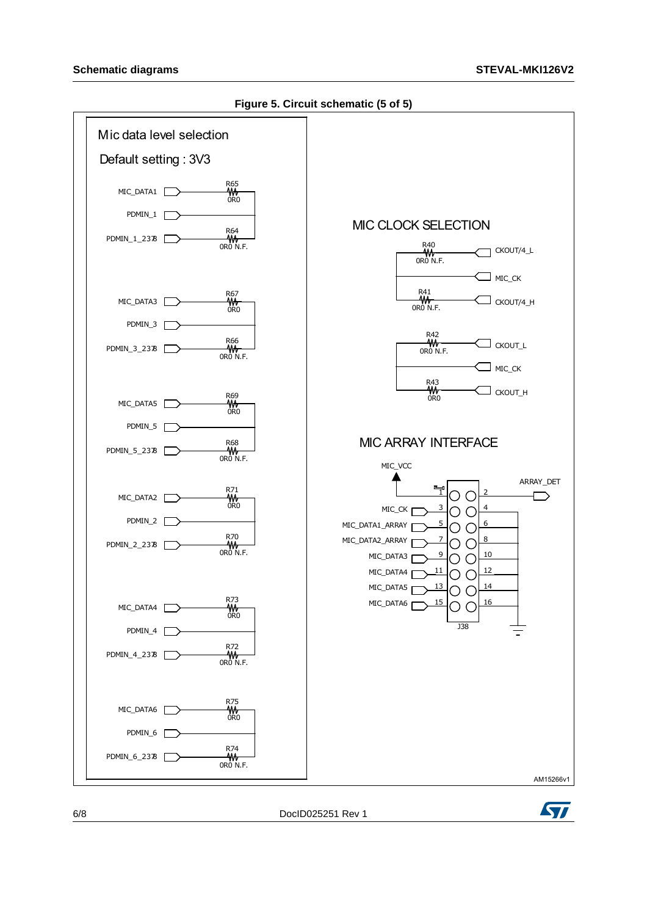**Figure 5. Circuit schematic (5 of 5)**

Mic data level selection

Default setting : 3V3

MIC_DATA1 — R65 0R0
PDMIN_1
PDMIN_1_2378 — R64 0R0 N.F.

MIC_DATA3 — R67 0R0
PDMIN_3
PDMIN_3_2378 — R66 0R0 N.F.

MIC_DATA5 — R69 0R0
PDMIN_5
PDMIN_5_2378 — R68 0R0 N.F.

MIC_DATA2 — R71 0R0
PDMIN_2
PDMIN_2_2378 — R70 0R0 N.F.

MIC_DATA4 — R73 0R0
PDMIN_4
PDMIN_4_2378 — R72 0R0 N.F.

MIC_DATA6 — R75 0R0
PDMIN_6
PDMIN_6_2378 — R74 0R0 N.F.

MIC CLOCK SELECTION

R40 0R0 N.F. — CKOUT/4_L
MIC_CK
R41 0R0 N.F. — CKOUT/4_H

R42 0R0 N.F. — CKOUT_L
MIC_CK
R43 0R0 — CKOUT_H

MIC ARRAY INTERFACE

| Signal | Pin | Pin | Signal |
|---|---|---|---|
| MIC_VCC | 1 | 2 | ARRAY_DET |
| MIC_CK | 3 | 4 | |
| MIC_DATA1_ARRAY | 5 | 6 | |
| MIC_DATA2_ARRAY | 7 | 8 | |
| MIC_DATA3 | 9 | 10 | |
| MIC_DATA4 | 11 | 12 | |
| MIC_DATA5 | 13 | 14 | |
| MIC_DATA6 | 15 | 16 | |

J38

AM15266v1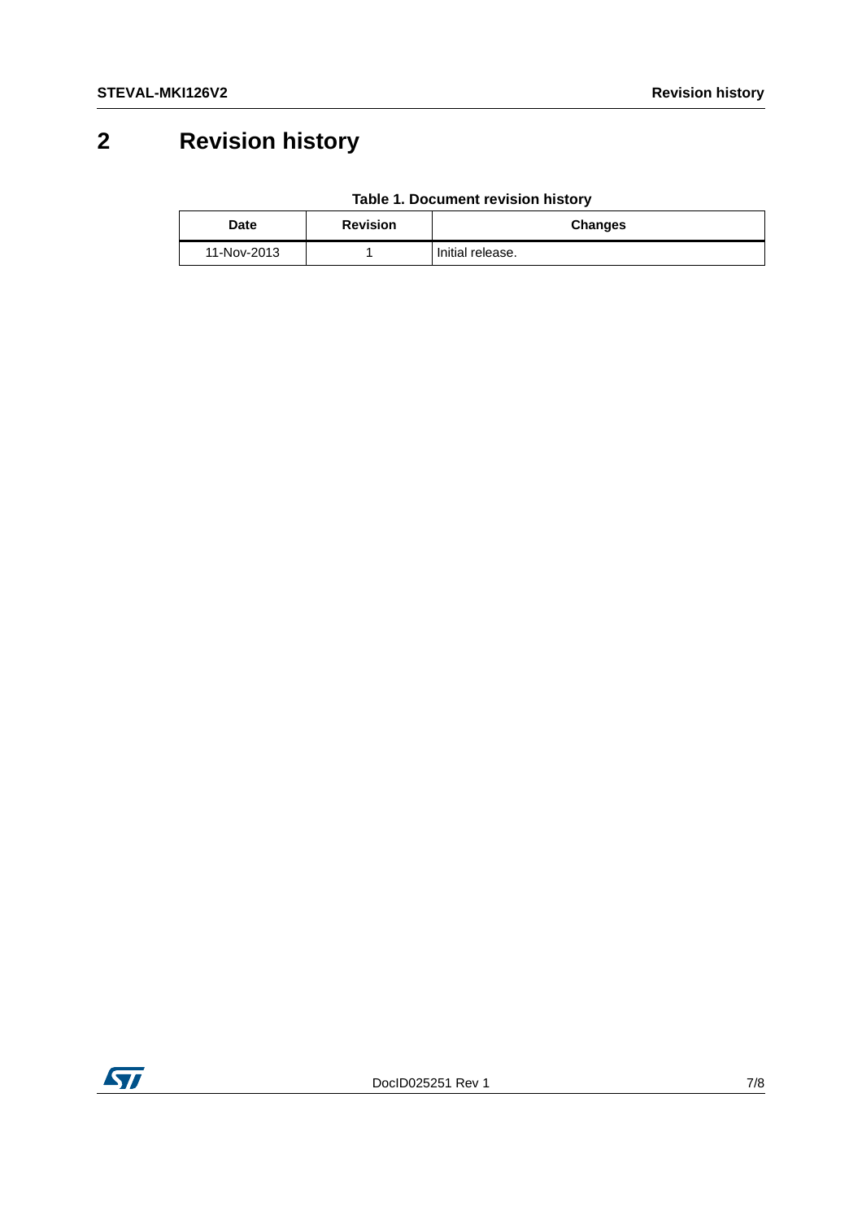# 2 Revision history

**Table 1. Document revision history**

| Date | Revision | Changes |
|---|---|---|
| 11-Nov-2013 | 1 | Initial release. |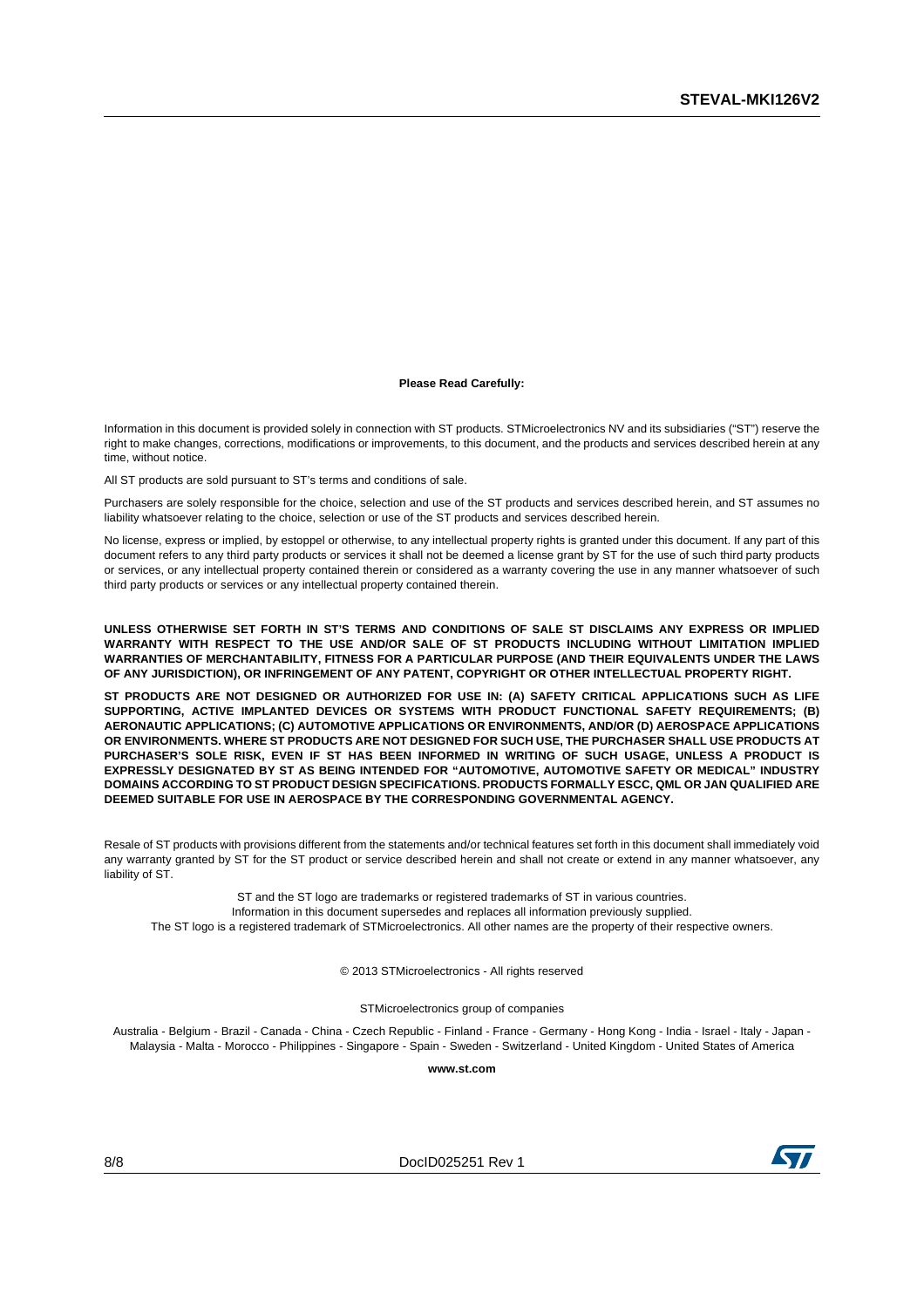**Please Read Carefully:**

Information in this document is provided solely in connection with ST products. STMicroelectronics NV and its subsidiaries ("ST") reserve the right to make changes, corrections, modifications or improvements, to this document, and the products and services described herein at any time, without notice.

All ST products are sold pursuant to ST's terms and conditions of sale.

Purchasers are solely responsible for the choice, selection and use of the ST products and services described herein, and ST assumes no liability whatsoever relating to the choice, selection or use of the ST products and services described herein.

No license, express or implied, by estoppel or otherwise, to any intellectual property rights is granted under this document. If any part of this document refers to any third party products or services it shall not be deemed a license grant by ST for the use of such third party products or services, or any intellectual property contained therein or considered as a warranty covering the use in any manner whatsoever of such third party products or services or any intellectual property contained therein.

**UNLESS OTHERWISE SET FORTH IN ST'S TERMS AND CONDITIONS OF SALE ST DISCLAIMS ANY EXPRESS OR IMPLIED WARRANTY WITH RESPECT TO THE USE AND/OR SALE OF ST PRODUCTS INCLUDING WITHOUT LIMITATION IMPLIED WARRANTIES OF MERCHANTABILITY, FITNESS FOR A PARTICULAR PURPOSE (AND THEIR EQUIVALENTS UNDER THE LAWS OF ANY JURISDICTION), OR INFRINGEMENT OF ANY PATENT, COPYRIGHT OR OTHER INTELLECTUAL PROPERTY RIGHT.**

**ST PRODUCTS ARE NOT DESIGNED OR AUTHORIZED FOR USE IN: (A) SAFETY CRITICAL APPLICATIONS SUCH AS LIFE SUPPORTING, ACTIVE IMPLANTED DEVICES OR SYSTEMS WITH PRODUCT FUNCTIONAL SAFETY REQUIREMENTS; (B) AERONAUTIC APPLICATIONS; (C) AUTOMOTIVE APPLICATIONS OR ENVIRONMENTS, AND/OR (D) AEROSPACE APPLICATIONS OR ENVIRONMENTS. WHERE ST PRODUCTS ARE NOT DESIGNED FOR SUCH USE, THE PURCHASER SHALL USE PRODUCTS AT PURCHASER'S SOLE RISK, EVEN IF ST HAS BEEN INFORMED IN WRITING OF SUCH USAGE, UNLESS A PRODUCT IS EXPRESSLY DESIGNATED BY ST AS BEING INTENDED FOR "AUTOMOTIVE, AUTOMOTIVE SAFETY OR MEDICAL" INDUSTRY DOMAINS ACCORDING TO ST PRODUCT DESIGN SPECIFICATIONS. PRODUCTS FORMALLY ESCC, QML OR JAN QUALIFIED ARE DEEMED SUITABLE FOR USE IN AEROSPACE BY THE CORRESPONDING GOVERNMENTAL AGENCY.**

Resale of ST products with provisions different from the statements and/or technical features set forth in this document shall immediately void any warranty granted by ST for the ST product or service described herein and shall not create or extend in any manner whatsoever, any liability of ST.

ST and the ST logo are trademarks or registered trademarks of ST in various countries.
Information in this document supersedes and replaces all information previously supplied.
The ST logo is a registered trademark of STMicroelectronics. All other names are the property of their respective owners.

© 2013 STMicroelectronics - All rights reserved

STMicroelectronics group of companies

Australia - Belgium - Brazil - Canada - China - Czech Republic - Finland - France - Germany - Hong Kong - India - Israel - Italy - Japan - Malaysia - Malta - Morocco - Philippines - Singapore - Spain - Sweden - Switzerland - United Kingdom - United States of America

**www.st.com**